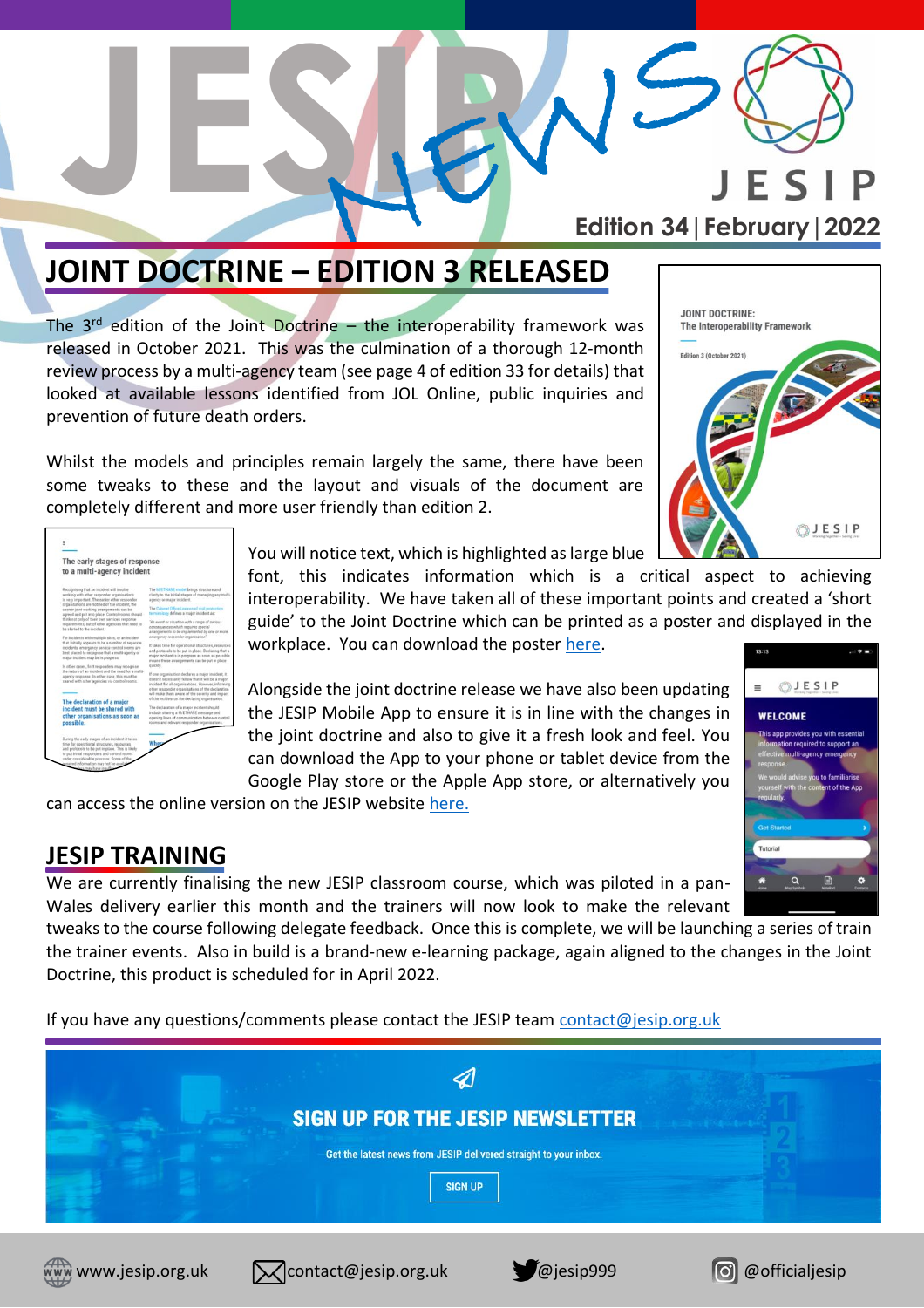# JESIP NEWS

Edition 34 | February | 2022

## JOINT DOCTRINE – EDITION 3 RELEASED

The 3rd edition of the Joint Doctrine – the interoperability framework was released in October 2021. This was the culmination of a thorough 12-month review process by a multi-agency team (see page 4 of edition 33 for details) that looked at available lessons identified from JOL Online, public inquiries and prevention of future death orders.

Whilst the models and principles remain largely the same, there have been some tweaks to these and the layout and visuals of the document are completely different and more user friendly than edition 2.

You will notice text, which is highlighted as large blue font, this indicates information which is a critical aspect to achieving interoperability. We have taken all of these important points and created a 'short guide' to the Joint Doctrine which can be printed as a poster and displayed in the workplace. You can download the poster here.

Alongside the joint doctrine release we have also been updating the JESIP Mobile App to ensure it is in line with the changes in the joint doctrine and also to give it a fresh look and feel. You can download the App to your phone or tablet device from the Google Play store or the Apple App store, or alternatively you can access the online version on the JESIP website here.

## JESIP TRAINING

We are currently finalising the new JESIP classroom course, which was piloted in a pan-Wales delivery earlier this month and the trainers will now look to make the relevant tweaks to the course following delegate feedback. Once this is complete, we will be launching a series of train the trainer events. Also in build is a brand-new e-learning package, again aligned to the changes in the Joint Doctrine, this product is scheduled for in April 2022.

If you have any questions/comments please contact the JESIP team contact@jesip.org.uk

**SIGN UP FOR THE JESIP NEWSLETTER**

Get the latest news from JESIP delivered straight to your inbox.

SIGN UP

www.jesip.org.uk | contact@jesip.org.uk | @jesip999 | @officialjesip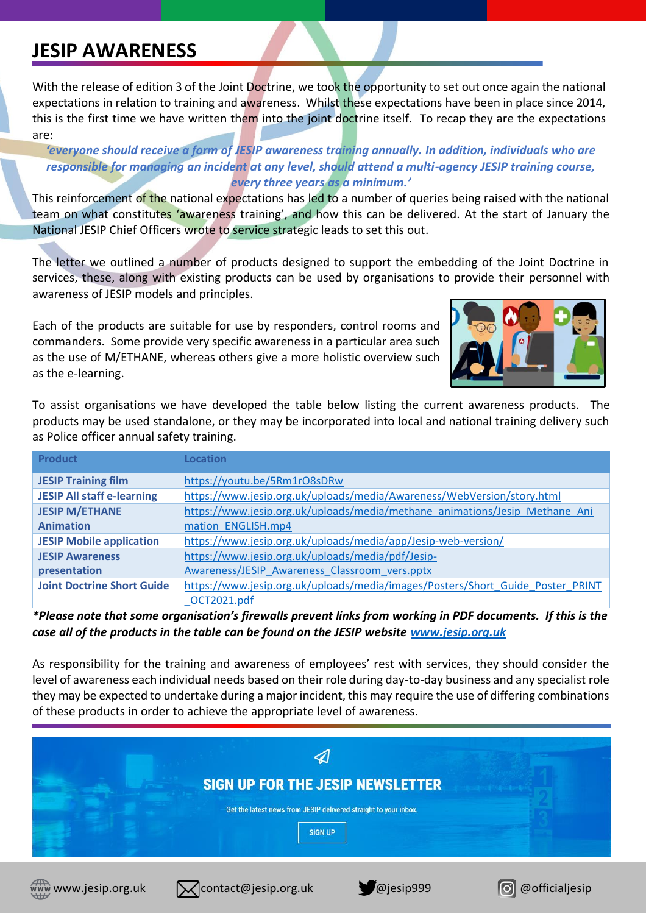# JESIP AWARENESS

With the release of edition 3 of the Joint Doctrine, we took the opportunity to set out once again the national expectations in relation to training and awareness. Whilst these expectations have been in place since 2014, this is the first time we have written them into the joint doctrine itself. To recap they are the expectations are:

***'everyone should receive a form of JESIP awareness training annually. In addition, individuals who are responsible for managing an incident at any level, should attend a multi-agency JESIP training course, every three years as a minimum.'***

This reinforcement of the national expectations has led to a number of queries being raised with the national team on what constitutes 'awareness training', and how this can be delivered. At the start of January the National JESIP Chief Officers wrote to service strategic leads to set this out.

The letter we outlined a number of products designed to support the embedding of the Joint Doctrine in services, these, along with existing products can be used by organisations to provide their personnel with awareness of JESIP models and principles.

Each of the products are suitable for use by responders, control rooms and commanders. Some provide very specific awareness in a particular area such as the use of M/ETHANE, whereas others give a more holistic overview such as the e-learning.

To assist organisations we have developed the table below listing the current awareness products. The products may be used standalone, or they may be incorporated into local and national training delivery such as Police officer annual safety training.

| Product | Location |
|---|---|
| **JESIP Training film** | https://youtu.be/5Rm1rO8sDRw |
| **JESIP All staff e-learning** | https://www.jesip.org.uk/uploads/media/Awareness/WebVersion/story.html |
| **JESIP M/ETHANE Animation** | https://www.jesip.org.uk/uploads/media/methane_animations/Jesip_Methane_Animation_ENGLISH.mp4 |
| **JESIP Mobile application** | https://www.jesip.org.uk/uploads/media/app/Jesip-web-version/ |
| **JESIP Awareness presentation** | https://www.jesip.org.uk/uploads/media/pdf/Jesip-Awareness/JESIP_Awareness_Classroom_vers.pptx |
| **Joint Doctrine Short Guide** | https://www.jesip.org.uk/uploads/media/images/Posters/Short_Guide_Poster_PRINT_OCT2021.pdf |

***\*Please note that some organisation's firewalls prevent links from working in PDF documents. If this is the case all of the products in the table can be found on the JESIP website www.jesip.org.uk***

As responsibility for the training and awareness of employees' rest with services, they should consider the level of awareness each individual needs based on their role during day-to-day business and any specialist role they may be expected to undertake during a major incident, this may require the use of differing combinations of these products in order to achieve the appropriate level of awareness.

**SIGN UP FOR THE JESIP NEWSLETTER**

Get the latest news from JESIP delivered straight to your inbox.

SIGN UP

www.jesip.org.uk | contact@jesip.org.uk | @jesip999 | @officialjesip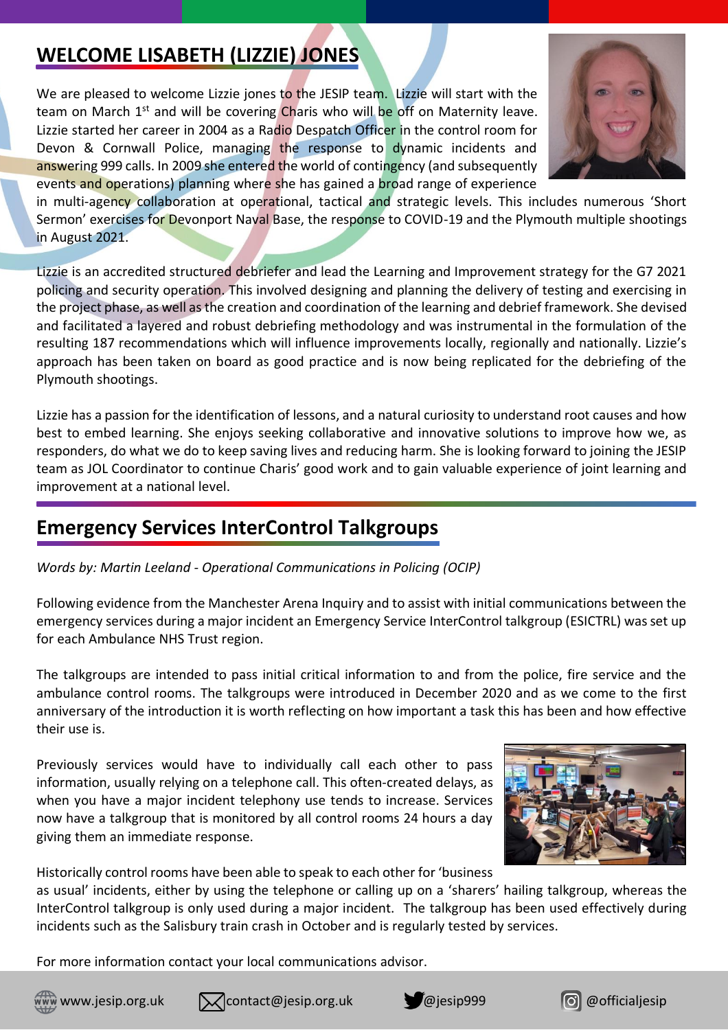## WELCOME LISABETH (LIZZIE) JONES

We are pleased to welcome Lizzie jones to the JESIP team. Lizzie will start with the team on March 1st and will be covering Charis who will be off on Maternity leave. Lizzie started her career in 2004 as a Radio Despatch Officer in the control room for Devon & Cornwall Police, managing the response to dynamic incidents and answering 999 calls. In 2009 she entered the world of contingency (and subsequently events and operations) planning where she has gained a broad range of experience in multi-agency collaboration at operational, tactical and strategic levels. This includes numerous 'Short Sermon' exercises for Devonport Naval Base, the response to COVID-19 and the Plymouth multiple shootings in August 2021.

Lizzie is an accredited structured debriefer and lead the Learning and Improvement strategy for the G7 2021 policing and security operation. This involved designing and planning the delivery of testing and exercising in the project phase, as well as the creation and coordination of the learning and debrief framework. She devised and facilitated a layered and robust debriefing methodology and was instrumental in the formulation of the resulting 187 recommendations which will influence improvements locally, regionally and nationally. Lizzie's approach has been taken on board as good practice and is now being replicated for the debriefing of the Plymouth shootings.

Lizzie has a passion for the identification of lessons, and a natural curiosity to understand root causes and how best to embed learning. She enjoys seeking collaborative and innovative solutions to improve how we, as responders, do what we do to keep saving lives and reducing harm. She is looking forward to joining the JESIP team as JOL Coordinator to continue Charis' good work and to gain valuable experience of joint learning and improvement at a national level.

## Emergency Services InterControl Talkgroups

*Words by: Martin Leeland - Operational Communications in Policing (OCIP)*

Following evidence from the Manchester Arena Inquiry and to assist with initial communications between the emergency services during a major incident an Emergency Service InterControl talkgroup (ESICTRL) was set up for each Ambulance NHS Trust region.

The talkgroups are intended to pass initial critical information to and from the police, fire service and the ambulance control rooms. The talkgroups were introduced in December 2020 and as we come to the first anniversary of the introduction it is worth reflecting on how important a task this has been and how effective their use is.

Previously services would have to individually call each other to pass information, usually relying on a telephone call. This often-created delays, as when you have a major incident telephony use tends to increase. Services now have a talkgroup that is monitored by all control rooms 24 hours a day giving them an immediate response.

Historically control rooms have been able to speak to each other for 'business as usual' incidents, either by using the telephone or calling up on a 'sharers' hailing talkgroup, whereas the InterControl talkgroup is only used during a major incident. The talkgroup has been used effectively during incidents such as the Salisbury train crash in October and is regularly tested by services.

For more information contact your local communications advisor.

www.jesip.org.uk contact@jesip.org.uk @jesip999 @officialjesip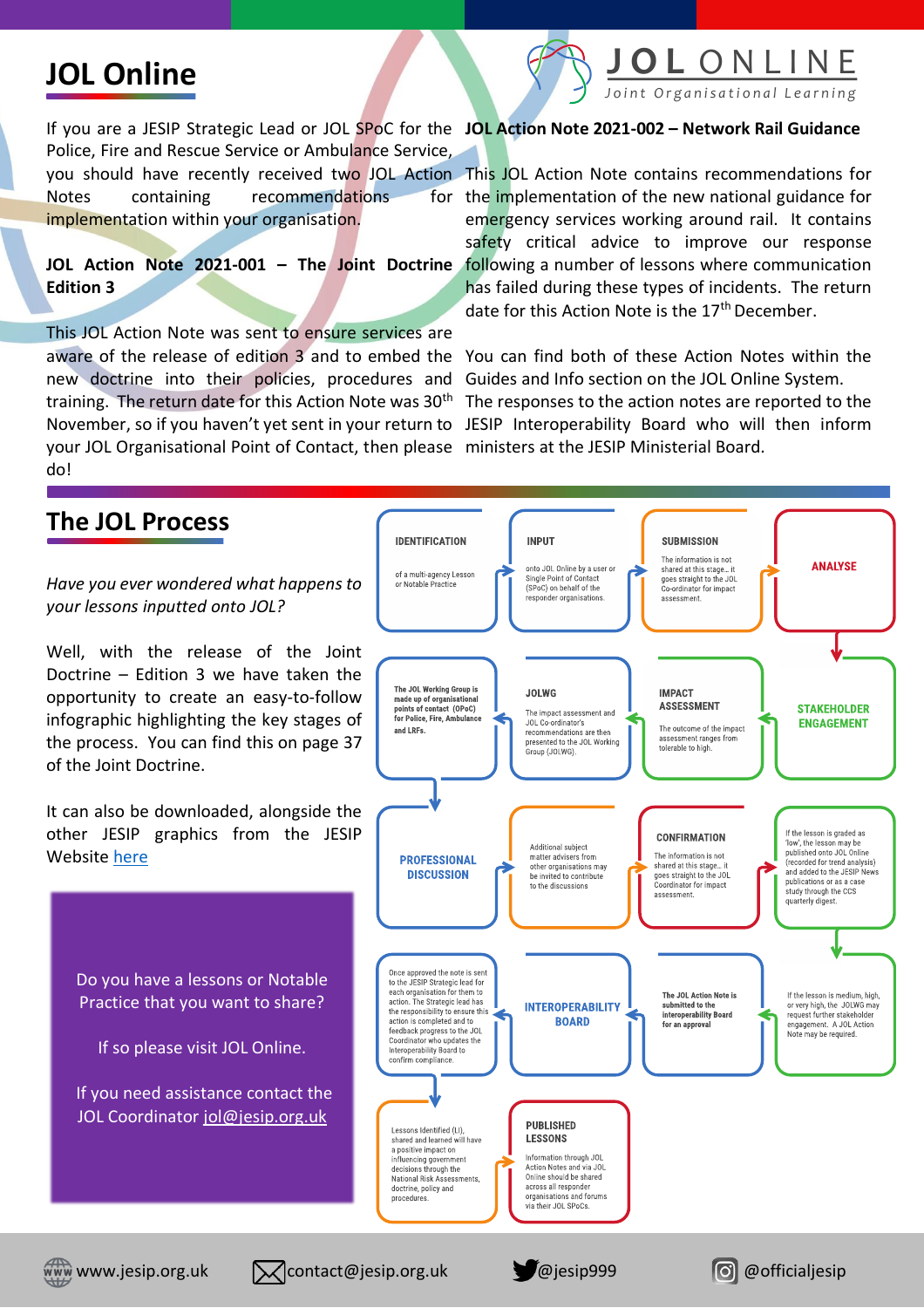# JOL Online

JOL ONLINE
Joint Organisational Learning

If you are a JESIP Strategic Lead or JOL SPoC for the Police, Fire and Rescue Service or Ambulance Service, you should have recently received two JOL Action Notes containing recommendations for implementation within your organisation.

**JOL Action Note 2021-001 – The Joint Doctrine Edition 3**

This JOL Action Note was sent to ensure services are aware of the release of edition 3 and to embed the new doctrine into their policies, procedures and training. The return date for this Action Note was 30th November, so if you haven't yet sent in your return to your JOL Organisational Point of Contact, then please do!

**JOL Action Note 2021-002 – Network Rail Guidance**

This JOL Action Note contains recommendations for the implementation of the new national guidance for emergency services working around rail. It contains safety critical advice to improve our response following a number of lessons where communication has failed during these types of incidents. The return date for this Action Note is the 17th December.

You can find both of these Action Notes within the Guides and Info section on the JOL Online System. The responses to the action notes are reported to the JESIP Interoperability Board who will then inform ministers at the JESIP Ministerial Board.

## The JOL Process

*Have you ever wondered what happens to your lessons inputted onto JOL?*

Well, with the release of the Joint Doctrine – Edition 3 we have taken the opportunity to create an easy-to-follow infographic highlighting the key stages of the process. You can find this on page 37 of the Joint Doctrine.

It can also be downloaded, alongside the other JESIP graphics from the JESIP Website here

Do you have a lessons or Notable Practice that you want to share?

If so please visit JOL Online.

If you need assistance contact the JOL Coordinator jol@jesip.org.uk

**IDENTIFICATION** – of a multi-agency Lesson or Notable Practice

**INPUT** – onto JOL Online by a user or Single Point of Contact (SPoC) on behalf of the responder organisations.

**SUBMISSION** – The information is not shared at this stage… it goes straight to the JOL Co-ordinator for impact assessment.

**ANALYSE**

**STAKEHOLDER ENGAGEMENT**

**IMPACT ASSESSMENT** – The outcome of the impact assessment ranges from tolerable to high.

**JOLWG** – The impact assessment and JOL Co-ordinator's recommendations are then presented to the JOL Working Group (JOLWG).

The JOL Working Group is made up of organisational points of contact (OPoC) for Police, Fire, Ambulance and LRFs.

**PROFESSIONAL DISCUSSION**

Additional subject matter advisers from other organisations may be invited to contribute to the discussions

**CONFIRMATION** – The information is not shared at this stage… it goes straight to the JOL Coordinator for impact assessment.

If the lesson is graded as 'low', the lesson may be published onto JOL Online (recorded for trend analysis) and added to the JESIP News publications or as a case study through the CCS quarterly digest.

If the lesson is medium, high, or very high, the JOLWG may request further stakeholder engagement. A JOL Action Note may be required.

The JOL Action Note is submitted to the interoperability Board for an approval

**INTEROPERABILITY BOARD**

Once approved the note is sent to the JESIP Strategic lead for each organisation for them to action. The Strategic lead has the responsibility to ensure this action is completed and to feedback progress to the JOL Coordinator who updates the Interoperability Board to confirm compliance.

Lessons Identified (LI), shared and learned will have a positive impact on influencing government decisions through the National Risk Assessments, doctrine, policy and procedures.

**PUBLISHED LESSONS** – Information through JOL Action Notes and via JOL Online should be shared across all responder organisations and forums via their JOL SPoCs.

www.jesip.org.uk | contact@jesip.org.uk | @jesip999 | @officialjesip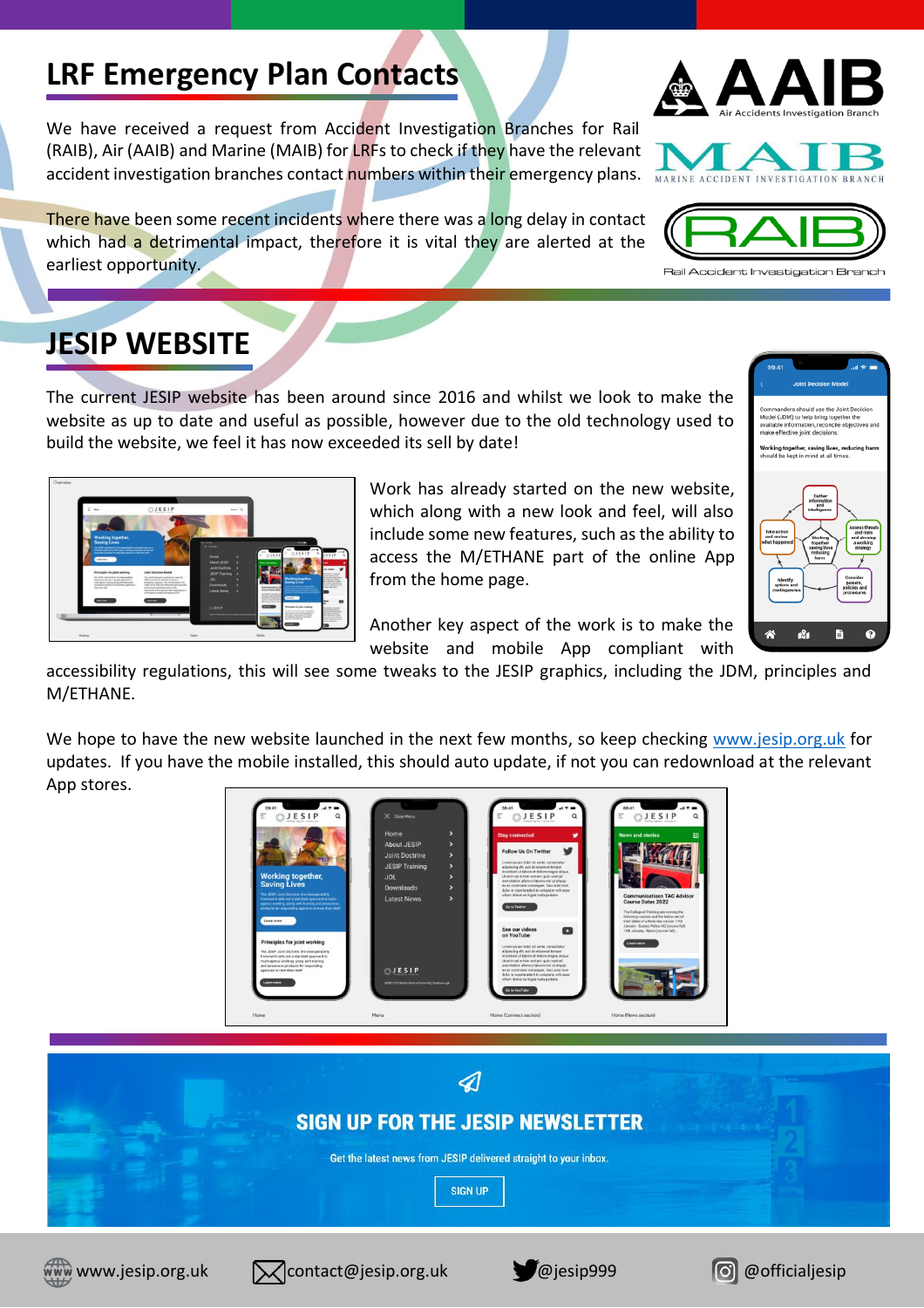## LRF Emergency Plan Contacts

We have received a request from Accident Investigation Branches for Rail (RAIB), Air (AAIB) and Marine (MAIB) for LRFs to check if they have the relevant accident investigation branches contact numbers within their emergency plans.

There have been some recent incidents where there was a long delay in contact which had a detrimental impact, therefore it is vital they are alerted at the earliest opportunity.

## JESIP WEBSITE

The current JESIP website has been around since 2016 and whilst we look to make the website as up to date and useful as possible, however due to the old technology used to build the website, we feel it has now exceeded its sell by date!

Work has already started on the new website, which along with a new look and feel, will also include some new features, such as the ability to access the M/ETHANE part of the online App from the home page.

Another key aspect of the work is to make the website and mobile App compliant with accessibility regulations, this will see some tweaks to the JESIP graphics, including the JDM, principles and M/ETHANE.

We hope to have the new website launched in the next few months, so keep checking www.jesip.org.uk for updates. If you have the mobile installed, this should auto update, if not you can redownload at the relevant App stores.

## SIGN UP FOR THE JESIP NEWSLETTER

Get the latest news from JESIP delivered straight to your inbox.

SIGN UP

www.jesip.org.uk contact@jesip.org.uk @jesip999 @officialjesip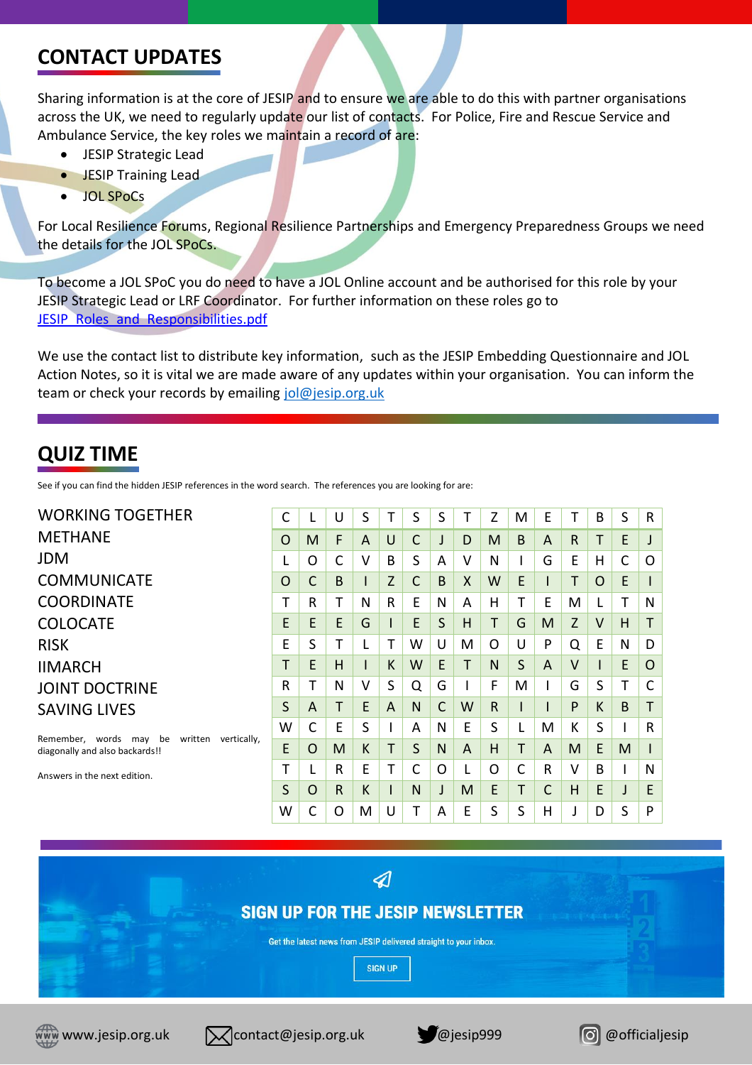## CONTACT UPDATES

Sharing information is at the core of JESIP and to ensure we are able to do this with partner organisations across the UK, we need to regularly update our list of contacts. For Police, Fire and Rescue Service and Ambulance Service, the key roles we maintain a record of are:

- JESIP Strategic Lead
- JESIP Training Lead
- JOL SPoCs

For Local Resilience Forums, Regional Resilience Partnerships and Emergency Preparedness Groups we need the details for the JOL SPoCs.

To become a JOL SPoC you do need to have a JOL Online account and be authorised for this role by your JESIP Strategic Lead or LRF Coordinator. For further information on these roles go to JESIP_Roles_and_Responsibilities.pdf

We use the contact list to distribute key information, such as the JESIP Embedding Questionnaire and JOL Action Notes, so it is vital we are made aware of any updates within your organisation. You can inform the team or check your records by emailing jol@jesip.org.uk

## QUIZ TIME

See if you can find the hidden JESIP references in the word search. The references you are looking for are:

WORKING TOGETHER
METHANE
JDM
COMMUNICATE
COORDINATE
COLOCATE
RISK
IIMARCH
JOINT DOCTRINE
SAVING LIVES

Remember, words may be written vertically, diagonally and also backards!!

Answers in the next edition.

| | | | | | | | | | | | | | | |
|---|---|---|---|---|---|---|---|---|---|---|---|---|---|---|
| C | L | U | S | T | S | S | T | Z | M | E | T | B | S | R |
| O | M | F | A | U | C | J | D | M | B | A | R | T | E | J |
| L | O | C | V | B | S | A | V | N | I | G | E | H | C | O |
| O | C | B | I | Z | C | B | X | W | E | I | T | O | E | I |
| T | R | T | N | R | E | N | A | H | T | E | M | L | T | N |
| E | E | E | G | I | E | S | H | T | G | M | Z | V | H | T |
| E | S | T | L | T | W | U | M | O | U | P | Q | E | N | D |
| T | E | H | I | K | W | E | T | N | S | A | V | I | E | O |
| R | T | N | V | S | Q | G | I | F | M | I | G | S | T | C |
| S | A | T | E | A | N | C | W | R | I | I | P | K | B | T |
| W | C | E | S | I | A | N | E | S | L | M | K | S | I | R |
| E | O | M | K | T | S | N | A | H | T | A | M | E | M | I |
| T | L | R | E | T | C | O | L | O | C | R | V | B | I | N |
| S | O | R | K | I | N | J | M | E | T | C | H | E | J | E |
| W | C | O | M | U | T | A | E | S | S | H | J | D | S | P |

**SIGN UP FOR THE JESIP NEWSLETTER**

Get the latest news from JESIP delivered straight to your inbox.

SIGN UP

www.jesip.org.uk contact@jesip.org.uk @jesip999 @officialjesip